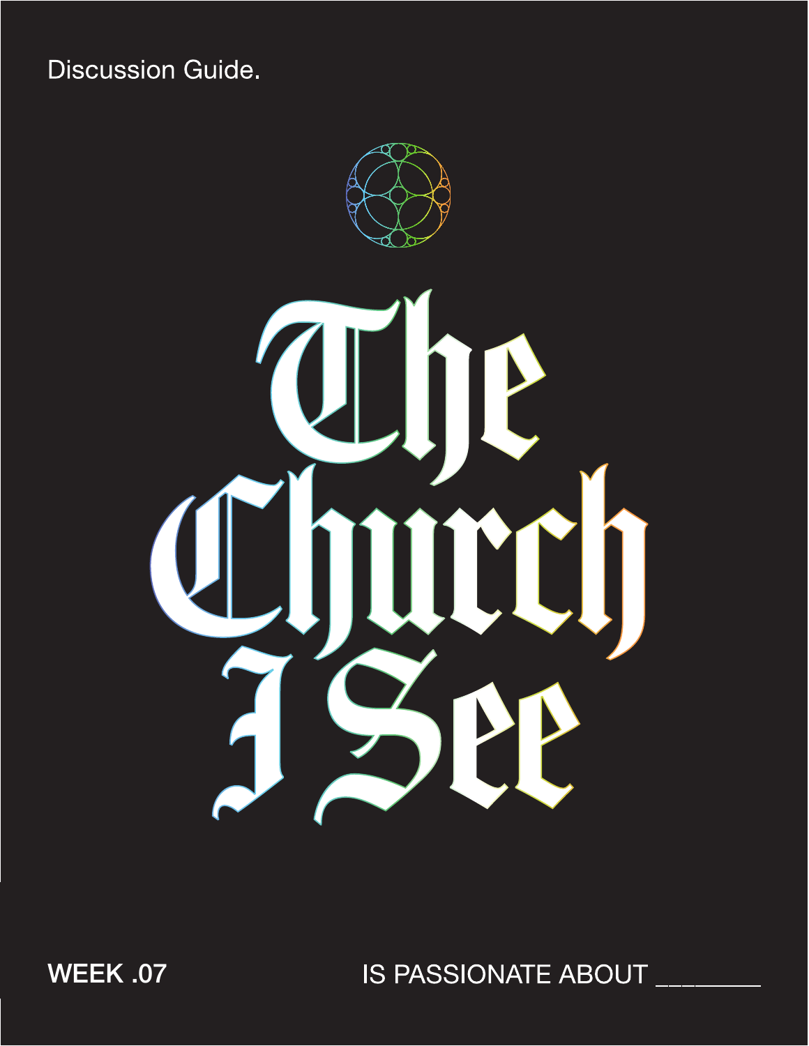Discussion Guide.

# The Church I See

**WEEK .07**

IS PASSIONATE ABOUT ________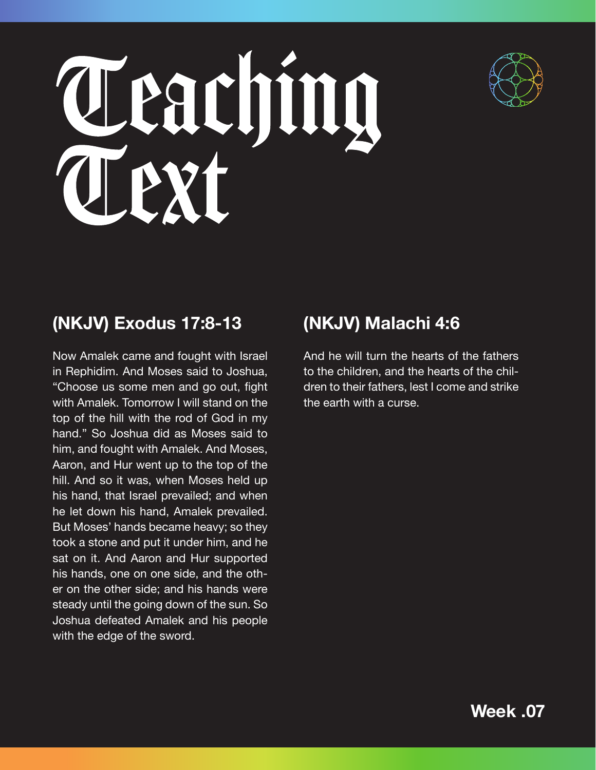# Teaching Text

## (NKJV) Exodus 17:8-13

Now Amalek came and fought with Israel in Rephidim. And Moses said to Joshua, "Choose us some men and go out, fight with Amalek. Tomorrow I will stand on the top of the hill with the rod of God in my hand." So Joshua did as Moses said to him, and fought with Amalek. And Moses, Aaron, and Hur went up to the top of the hill. And so it was, when Moses held up his hand, that Israel prevailed; and when he let down his hand, Amalek prevailed. But Moses' hands became heavy; so they took a stone and put it under him, and he sat on it. And Aaron and Hur supported his hands, one on one side, and the other on the other side; and his hands were steady until the going down of the sun. So Joshua defeated Amalek and his people with the edge of the sword.

## (NKJV) Malachi 4:6

And he will turn the hearts of the fathers to the children, and the hearts of the children to their fathers, lest I come and strike the earth with a curse.

**Week .07**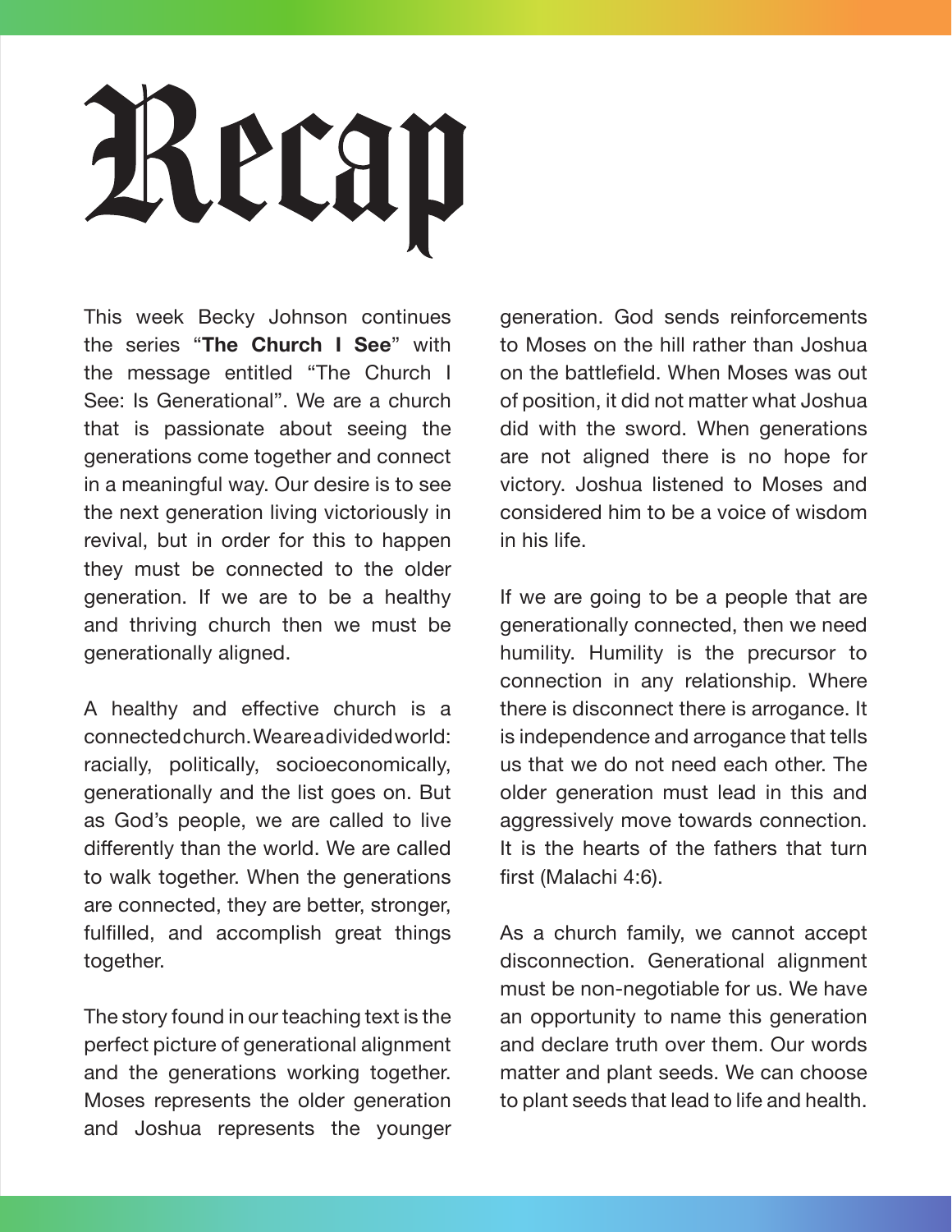# Recap

This week Becky Johnson continues the series "**The Church I See**" with the message entitled "The Church I See: Is Generational". We are a church that is passionate about seeing the generations come together and connect in a meaningful way. Our desire is to see the next generation living victoriously in revival, but in order for this to happen they must be connected to the older generation. If we are to be a healthy and thriving church then we must be generationally aligned.

A healthy and effective church is a connected church. We are a divided world: racially, politically, socioeconomically, generationally and the list goes on. But as God's people, we are called to live differently than the world. We are called to walk together. When the generations are connected, they are better, stronger, fulfilled, and accomplish great things together.

The story found in our teaching text is the perfect picture of generational alignment and the generations working together. Moses represents the older generation and Joshua represents the younger generation. God sends reinforcements to Moses on the hill rather than Joshua on the battlefield. When Moses was out of position, it did not matter what Joshua did with the sword. When generations are not aligned there is no hope for victory. Joshua listened to Moses and considered him to be a voice of wisdom in his life.

If we are going to be a people that are generationally connected, then we need humility. Humility is the precursor to connection in any relationship. Where there is disconnect there is arrogance. It is independence and arrogance that tells us that we do not need each other. The older generation must lead in this and aggressively move towards connection. It is the hearts of the fathers that turn first (Malachi 4:6).

As a church family, we cannot accept disconnection. Generational alignment must be non-negotiable for us. We have an opportunity to name this generation and declare truth over them. Our words matter and plant seeds. We can choose to plant seeds that lead to life and health.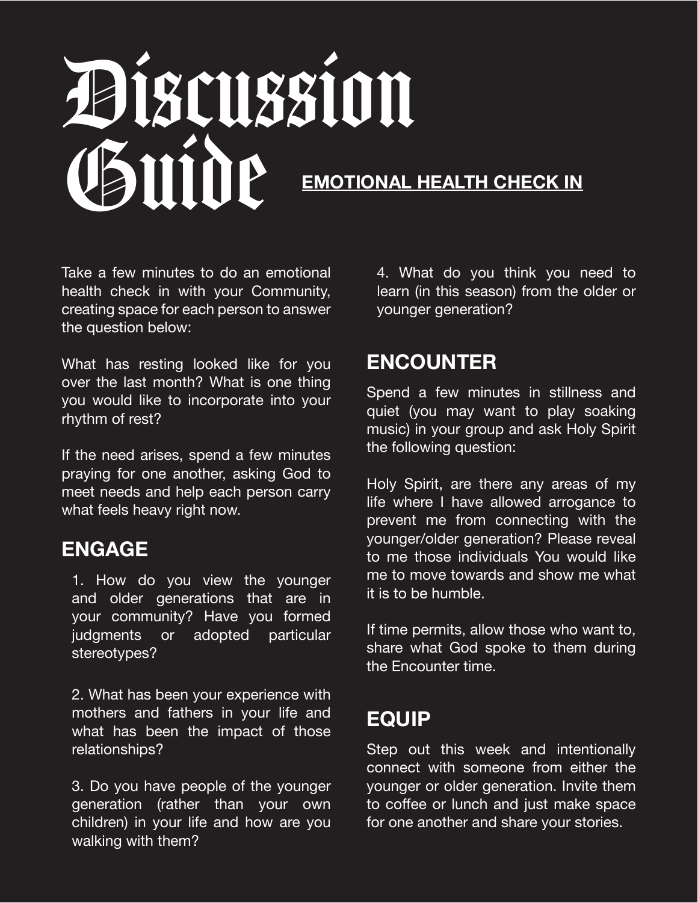# Discussion Guide

**EMOTIONAL HEALTH CHECK IN**

Take a few minutes to do an emotional health check in with your Community, creating space for each person to answer the question below:

What has resting looked like for you over the last month? What is one thing you would like to incorporate into your rhythm of rest?

If the need arises, spend a few minutes praying for one another, asking God to meet needs and help each person carry what feels heavy right now.

## ENGAGE

1. How do you view the younger and older generations that are in your community? Have you formed judgments or adopted particular stereotypes?

2. What has been your experience with mothers and fathers in your life and what has been the impact of those relationships?

3. Do you have people of the younger generation (rather than your own children) in your life and how are you walking with them?

4. What do you think you need to learn (in this season) from the older or younger generation?

## ENCOUNTER

Spend a few minutes in stillness and quiet (you may want to play soaking music) in your group and ask Holy Spirit the following question:

Holy Spirit, are there any areas of my life where I have allowed arrogance to prevent me from connecting with the younger/older generation? Please reveal to me those individuals You would like me to move towards and show me what it is to be humble.

If time permits, allow those who want to, share what God spoke to them during the Encounter time.

## EQUIP

Step out this week and intentionally connect with someone from either the younger or older generation. Invite them to coffee or lunch and just make space for one another and share your stories.